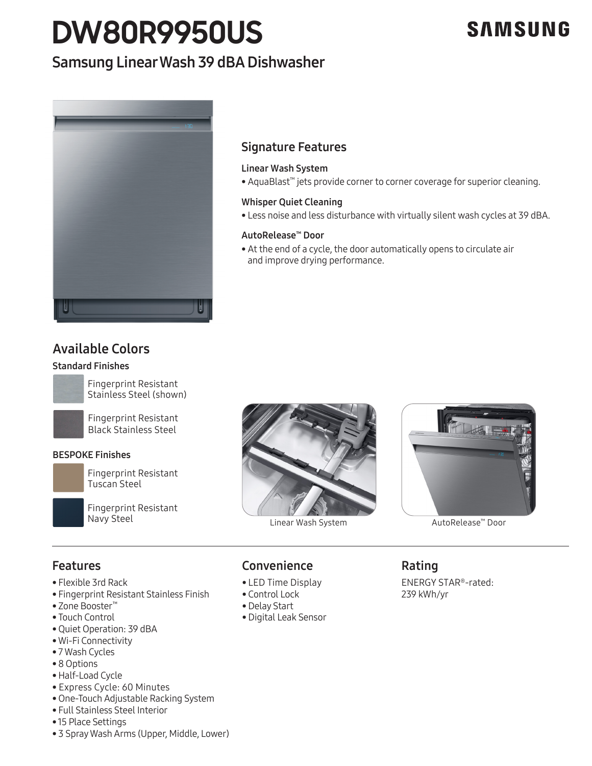# DW80R9950US

SAMSUNG

## Samsung Linear Wash 39 dBA Dishwasher

### Signature Features

**Linear Wash System**

- AquaBlast™ jets provide corner to corner coverage for superior cleaning.

**Whisper Quiet Cleaning**

- Less noise and less disturbance with virtually silent wash cycles at 39 dBA.

**AutoRelease™ Door**

- At the end of a cycle, the door automatically opens to circulate air and improve drying performance.

### Available Colors

**Standard Finishes**

- Fingerprint Resistant Stainless Steel (shown)
- Fingerprint Resistant Black Stainless Steel

**BESPOKE Finishes**

- Fingerprint Resistant Tuscan Steel
- Fingerprint Resistant Navy Steel

Linear Wash System

AutoRelease™ Door

### Features

- Flexible 3rd Rack
- Fingerprint Resistant Stainless Finish
- Zone Booster™
- Touch Control
- Quiet Operation: 39 dBA
- Wi-Fi Connectivity
- 7 Wash Cycles
- 8 Options
- Half-Load Cycle
- Express Cycle: 60 Minutes
- One-Touch Adjustable Racking System
- Full Stainless Steel Interior
- 15 Place Settings
- 3 Spray Wash Arms (Upper, Middle, Lower)

### Convenience

- LED Time Display
- Control Lock
- Delay Start
- Digital Leak Sensor

### Rating

ENERGY STAR®-rated: 239 kWh/yr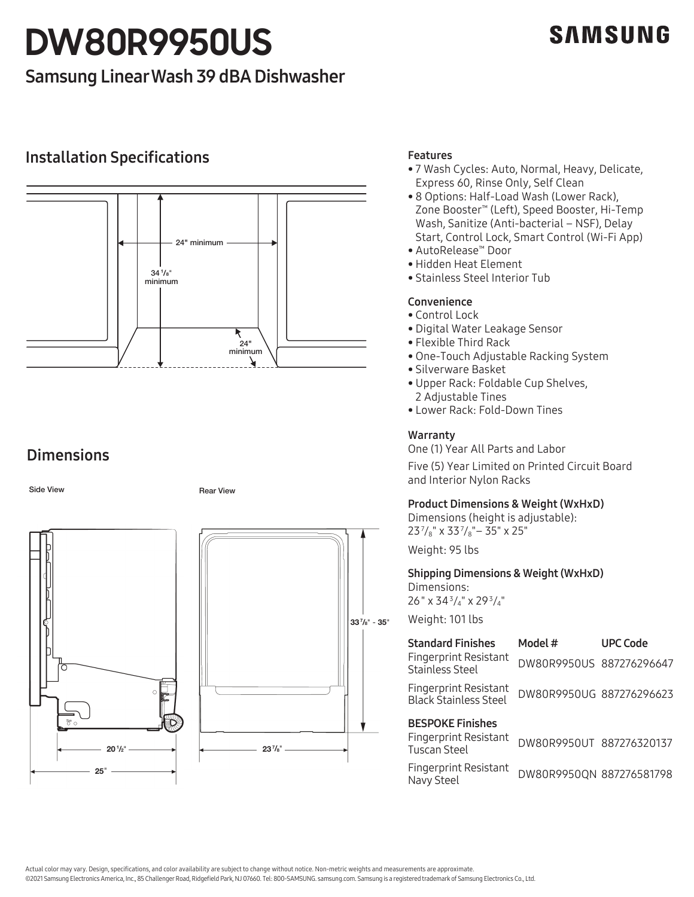# DW80R9950US

SAMSUNG

## Samsung Linear Wash 39 dBA Dishwasher

## Installation Specifications

24" minimum

34 1/8" minimum

24" minimum

## Dimensions

Side View

Rear View

33 7/8" - 35"

20 1/2"

25"

23 7/8"

### Features

- 7 Wash Cycles: Auto, Normal, Heavy, Delicate, Express 60, Rinse Only, Self Clean
- 8 Options: Half-Load Wash (Lower Rack), Zone Booster™ (Left), Speed Booster, Hi-Temp Wash, Sanitize (Anti-bacterial – NSF), Delay Start, Control Lock, Smart Control (Wi-Fi App)
- AutoRelease™ Door
- Hidden Heat Element
- Stainless Steel Interior Tub

### Convenience

- Control Lock
- Digital Water Leakage Sensor
- Flexible Third Rack
- One-Touch Adjustable Racking System
- Silverware Basket
- Upper Rack: Foldable Cup Shelves, 2 Adjustable Tines
- Lower Rack: Fold-Down Tines

### Warranty

One (1) Year All Parts and Labor

Five (5) Year Limited on Printed Circuit Board and Interior Nylon Racks

### Product Dimensions & Weight (WxHxD)

Dimensions (height is adjustable):
23 7/8" x 33 7/8"– 35" x 25"

Weight: 95 lbs

### Shipping Dimensions & Weight (WxHxD)

Dimensions:
26" x 34 3/4" x 29 3/4"

Weight: 101 lbs

| Standard Finishes | Model # | UPC Code |
|---|---|---|
| Fingerprint Resistant Stainless Steel | DW80R9950US | 887276296647 |
| Fingerprint Resistant Black Stainless Steel | DW80R9950UG | 887276296623 |
| **BESPOKE Finishes** | | |
| Fingerprint Resistant Tuscan Steel | DW80R9950UT | 887276320137 |
| Fingerprint Resistant Navy Steel | DW80R9950QN | 887276581798 |

Actual color may vary. Design, specifications, and color availability are subject to change without notice. Non-metric weights and measurements are approximate.
©2021 Samsung Electronics America, Inc., 85 Challenger Road, Ridgefield Park, NJ 07660. Tel: 800-SAMSUNG. samsung.com. Samsung is a registered trademark of Samsung Electronics Co., Ltd.